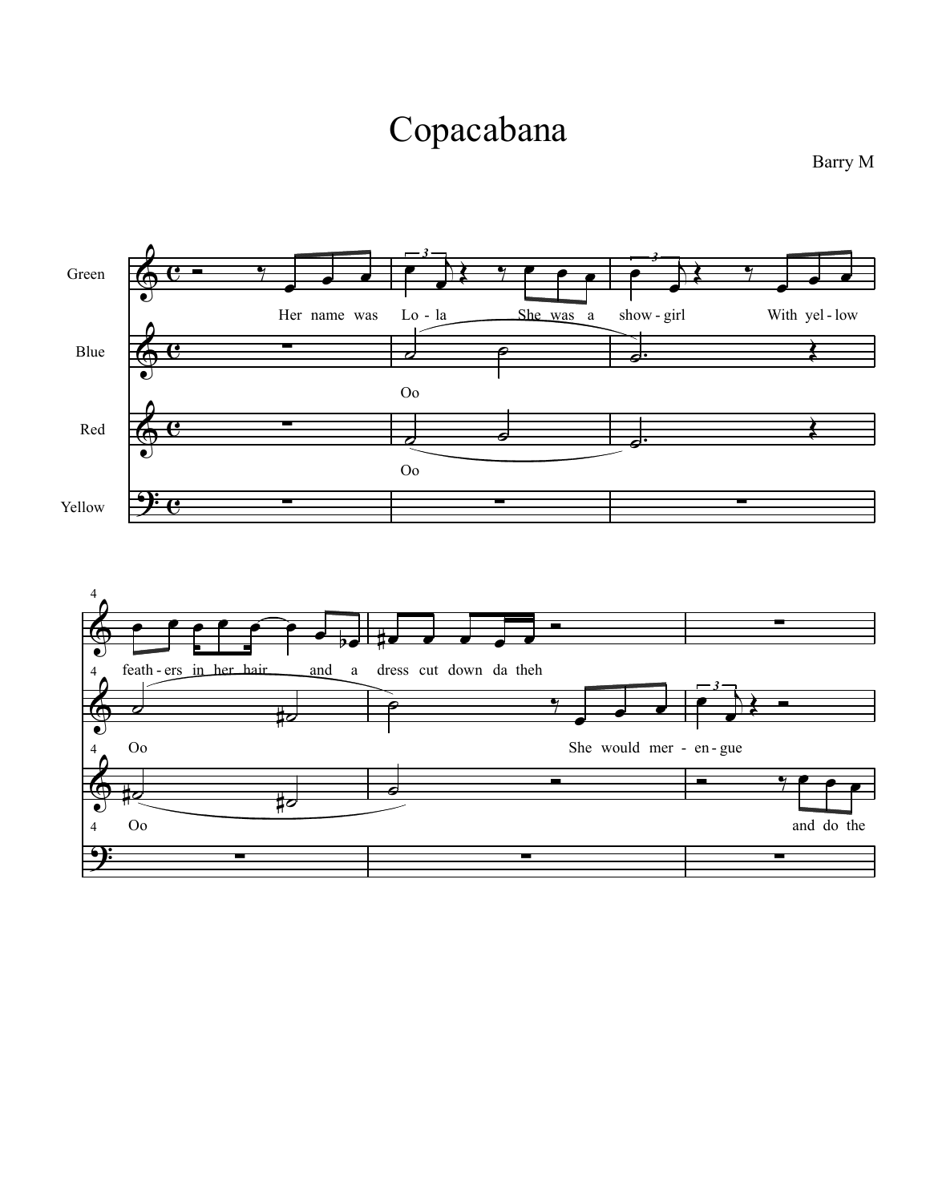# Copacabana

Barry M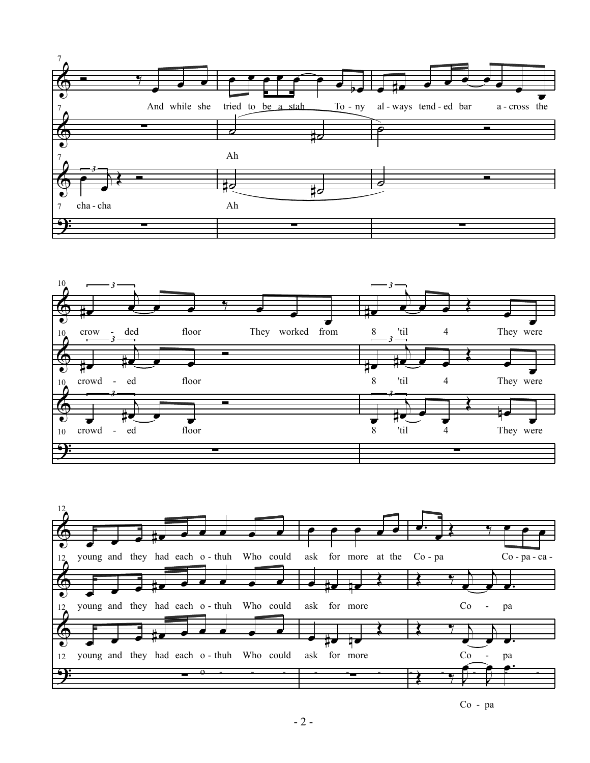7

And while she tried to be a stah To - ny al - ways tend - ed bar a - cross the

Ah

cha - cha

Ah

10

crow - ded floor They worked from 8 'til 4 They were

crowd - ed floor 8 'til 4 They were

crowd - ed floor 8 'til 4 They were

12

young and they had each o - thuh Who could ask for more at the Co - pa Co - pa - ca -

young and they had each o - thuh Who could ask for more Co - pa

young and they had each o - thuh Who could ask for more Co - pa

Co - pa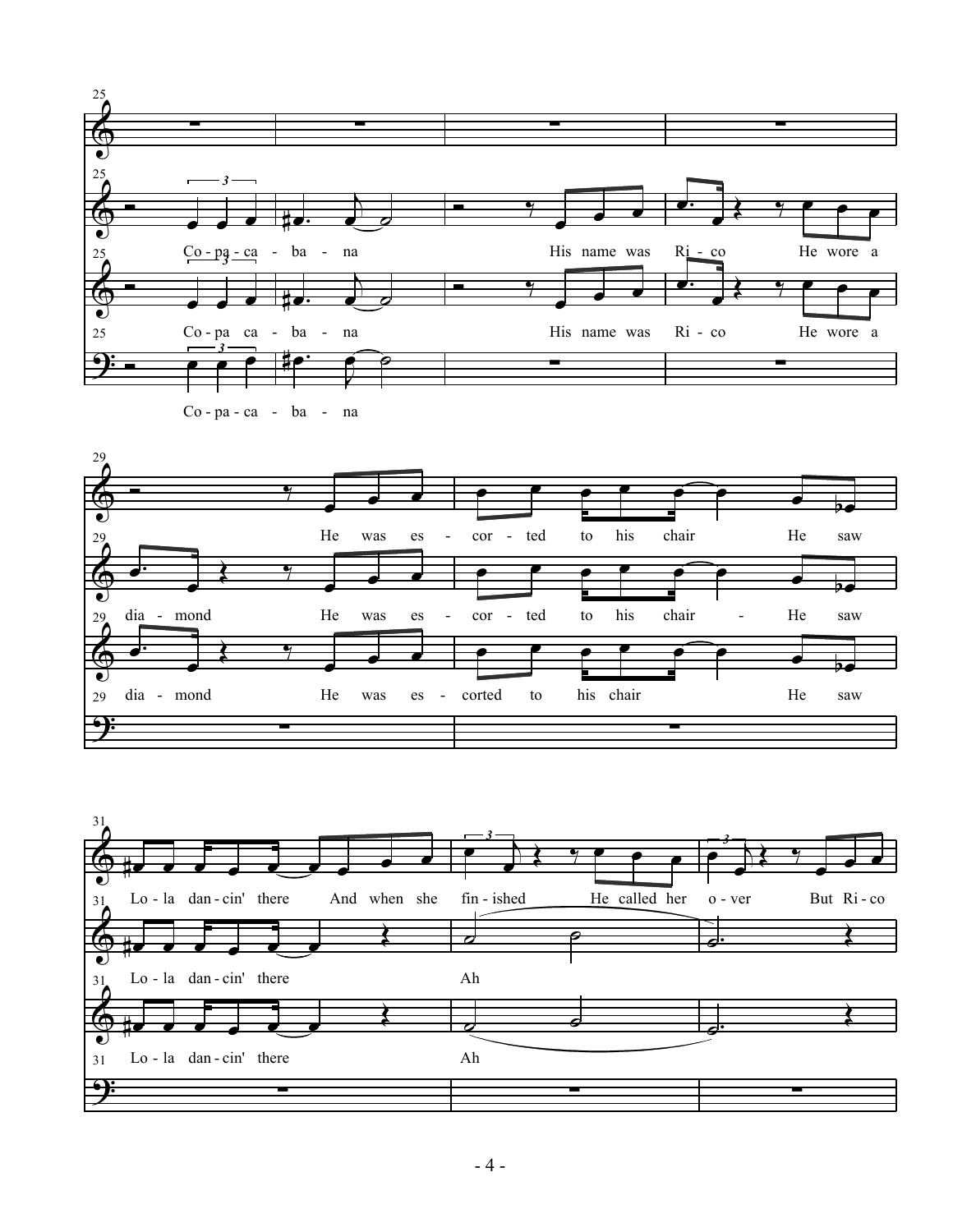25

Co - pa - ca - ba - na His name was Ri - co He wore a

Co - pa ca - ba - na His name was Ri - co He wore a

Co - pa - ca - ba - na

29

He was es - cor - ted to his chair He saw

dia - mond He was es - cor - ted to his chair - He saw

dia - mond He was es - corted to his chair He saw

31

Lo - la dan - cin' there And when she fin - ished He called her o - ver But Ri - co

Lo - la dan - cin' there Ah

Lo - la dan - cin' there Ah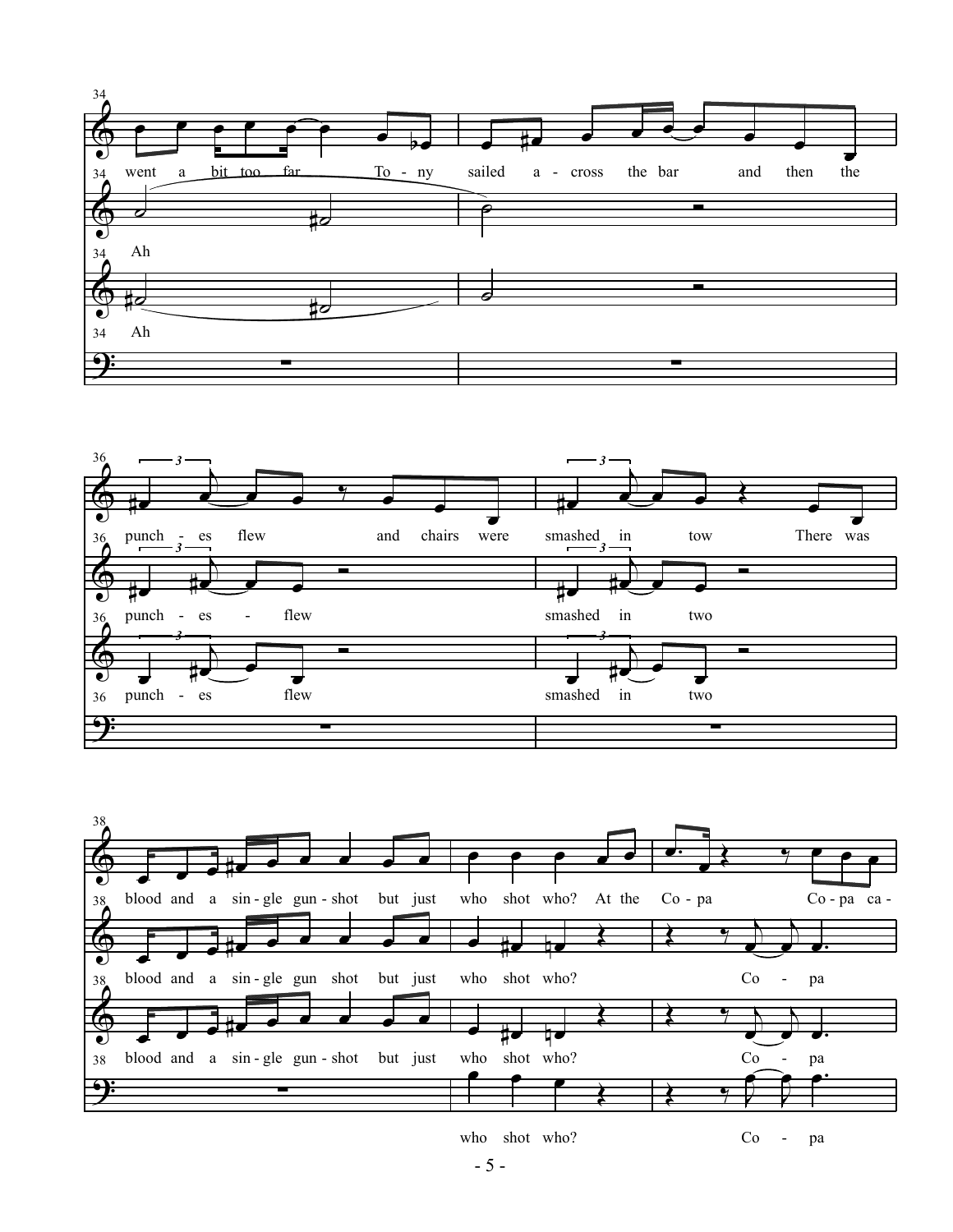34 went a bit too far To - ny sailed a - cross the bar and then the

34 Ah

34 Ah

36 punch - es flew and chairs were smashed in tow There was

36 punch - es - flew smashed in two

36 punch - es flew smashed in two

38 blood and a sin - gle gun - shot but just who shot who? At the Co - pa Co - pa ca -

38 blood and a sin - gle gun shot but just who shot who? Co - pa

38 blood and a sin - gle gun - shot but just who shot who? Co - pa

who shot who? Co - pa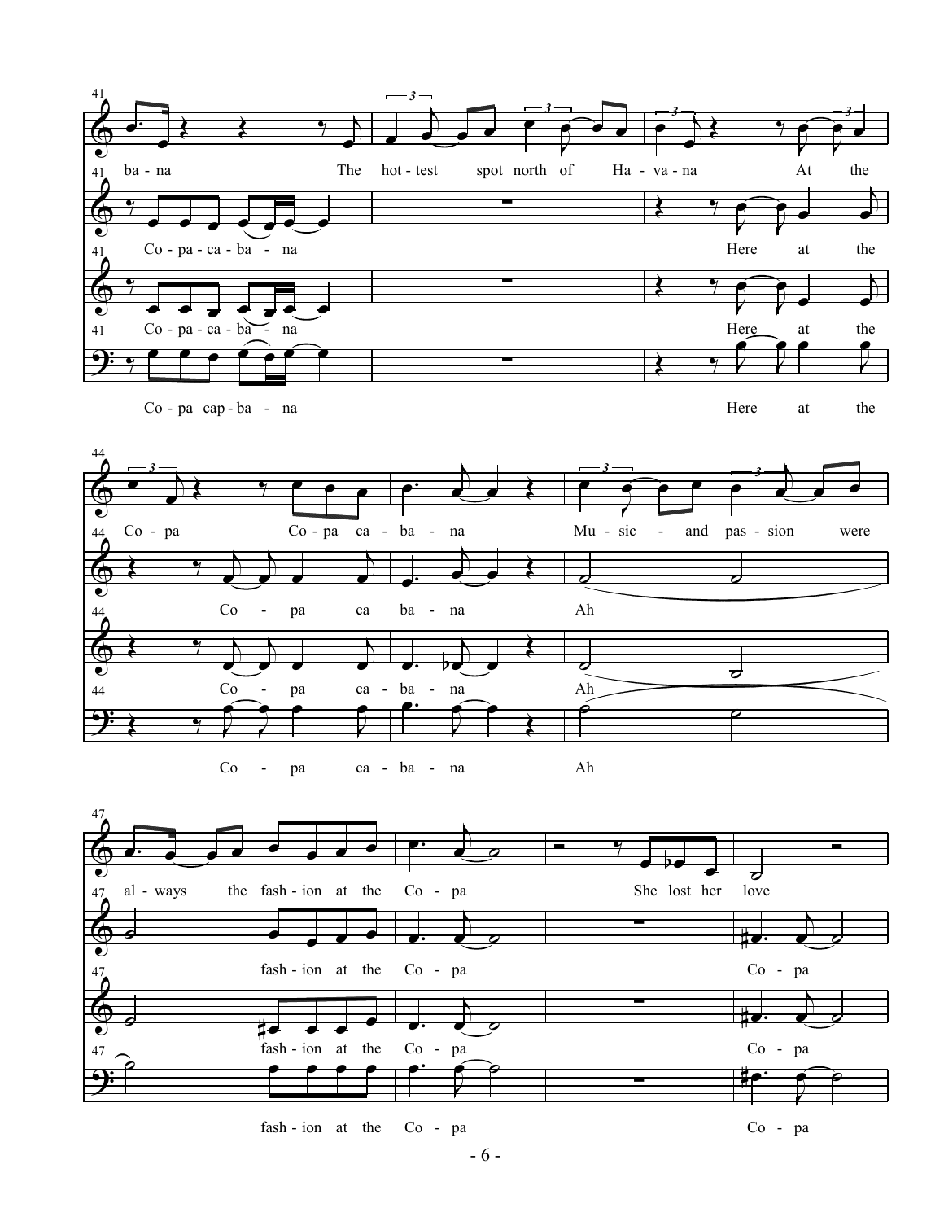41 ba - na The hot - test spot north of Ha - va - na At the

41 Co - pa - ca - ba - na Here at the

41 Co - pa - ca - ba - na Here at the

Co - pa cap - ba - na Here at the

44 Co - pa Co - pa ca - ba - na Mu - sic - and pas - sion were

44 Co - pa ca ba - na Ah

44 Co - pa ca - ba - na Ah

Co - pa ca - ba - na Ah

47 al - ways the fash - ion at the Co - pa She lost her love

47 fash - ion at the Co - pa Co - pa

47 fash - ion at the Co - pa Co - pa

fash - ion at the Co - pa Co - pa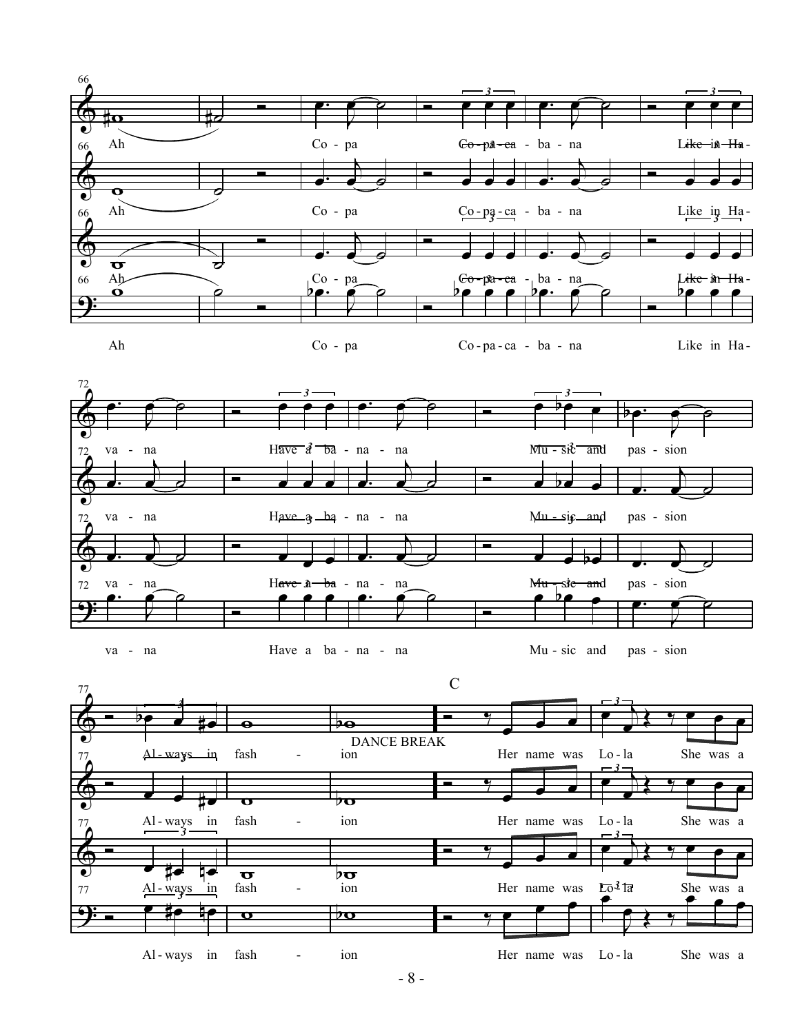66

Ah — Co - pa — Co - pa - ca - ba - na — Like in Ha -

72

va - na — Have a ba - na - na — Mu - sic and pas - sion

77

Al - ways in fash - ion

DANCE BREAK

C

Her name was Lo - la — She was a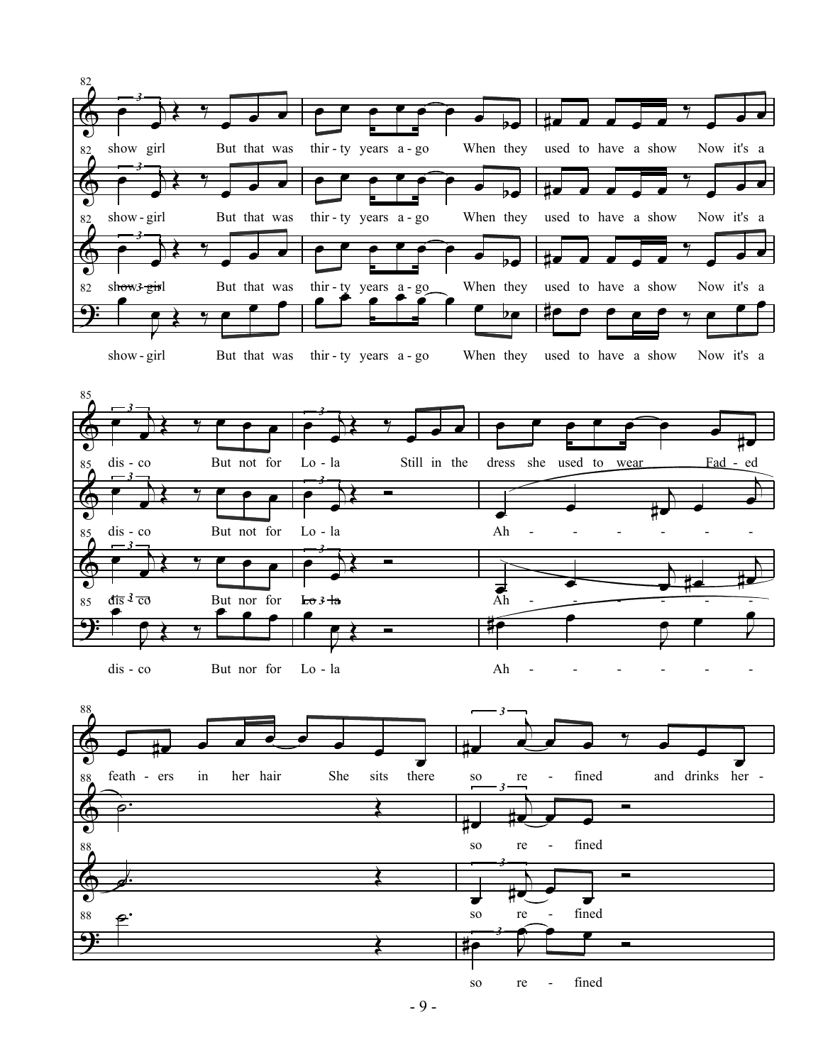82 show girl But that was thir - ty years a - go When they used to have a show Now it's a

82 show - girl But that was thir - ty years a - go When they used to have a show Now it's a

82 show - girl But that was thir - ty years a - go When they used to have a show Now it's a

82 show - girl But that was thir - ty years a - go When they used to have a show Now it's a

85 dis - co But not for Lo - la Still in the dress she used to wear Fad - ed

85 dis - co But not for Lo - la Ah - - - - - - -

85 dis - co But nor for Lo - la Ah - - - - - - -

dis - co But nor for Lo - la Ah - - - - - - -

88 feath - ers in her hair She sits there so re - fined and drinks her -

so re - fined

88 so re - fined

so re - fined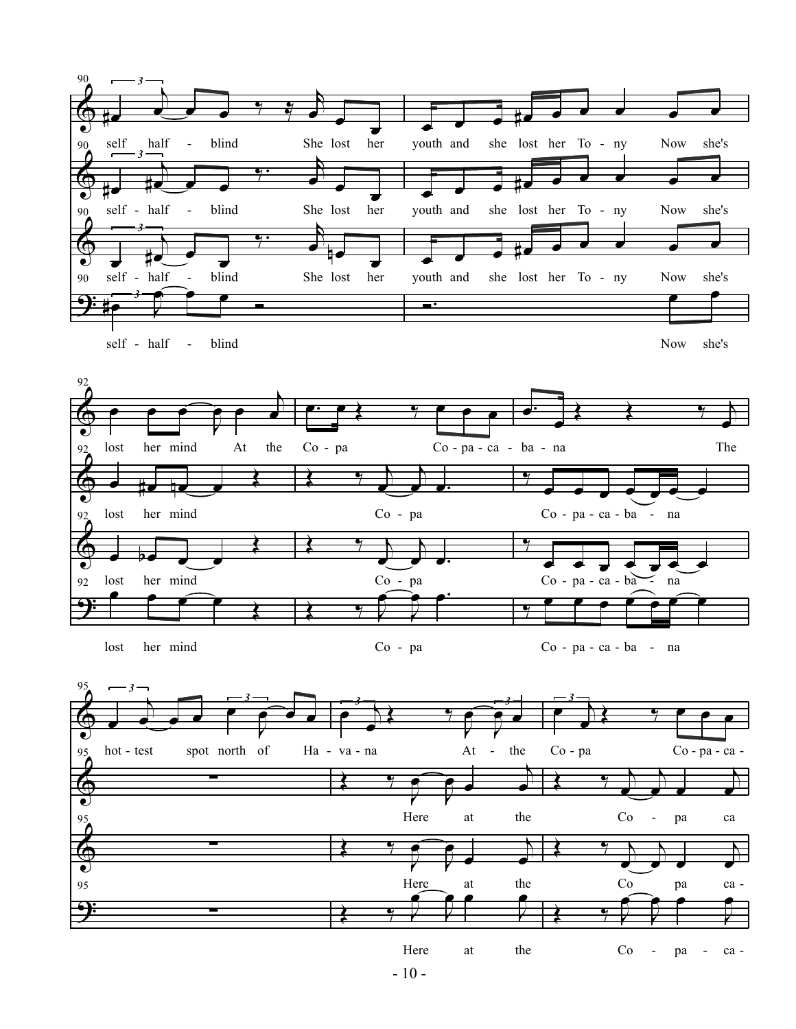90 self half - blind She lost her youth and she lost her To - ny Now she's

90 self - half - blind She lost her youth and she lost her To - ny Now she's

90 self - half - blind She lost her youth and she lost her To - ny Now she's

self - half - blind Now she's

92 lost her mind At the Co - pa Co - pa - ca - ba - na The

92 lost her mind Co - pa Co - pa - ca - ba - na

92 lost her mind Co - pa Co - pa - ca - ba - na

lost her mind Co - pa Co - pa - ca - ba - na

95 hot - test spot north of Ha - va - na At - the Co - pa Co - pa - ca -

95 Here at the Co - pa ca

95 Here at the Co pa ca -

Here at the Co - pa - ca -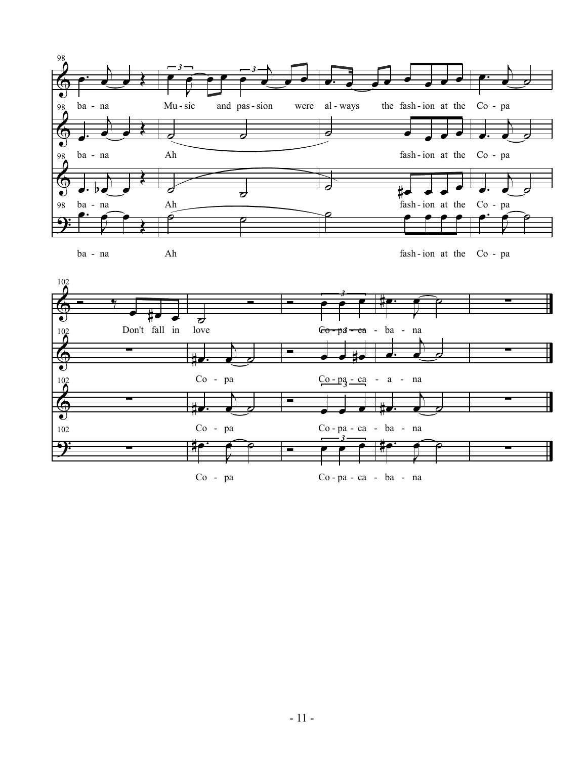98

ba - na Mu - sic and pas - sion were al - ways the fash - ion at the Co - pa

ba - na Ah fash - ion at the Co - pa

ba - na Ah fash - ion at the Co - pa

ba - na Ah fash - ion at the Co - pa

102

Don't fall in love Co - pa - ca - ba - na

Co - pa Co - pa - ca - a - na

Co - pa Co - pa - ca - ba - na

Co - pa Co - pa - ca - ba - na